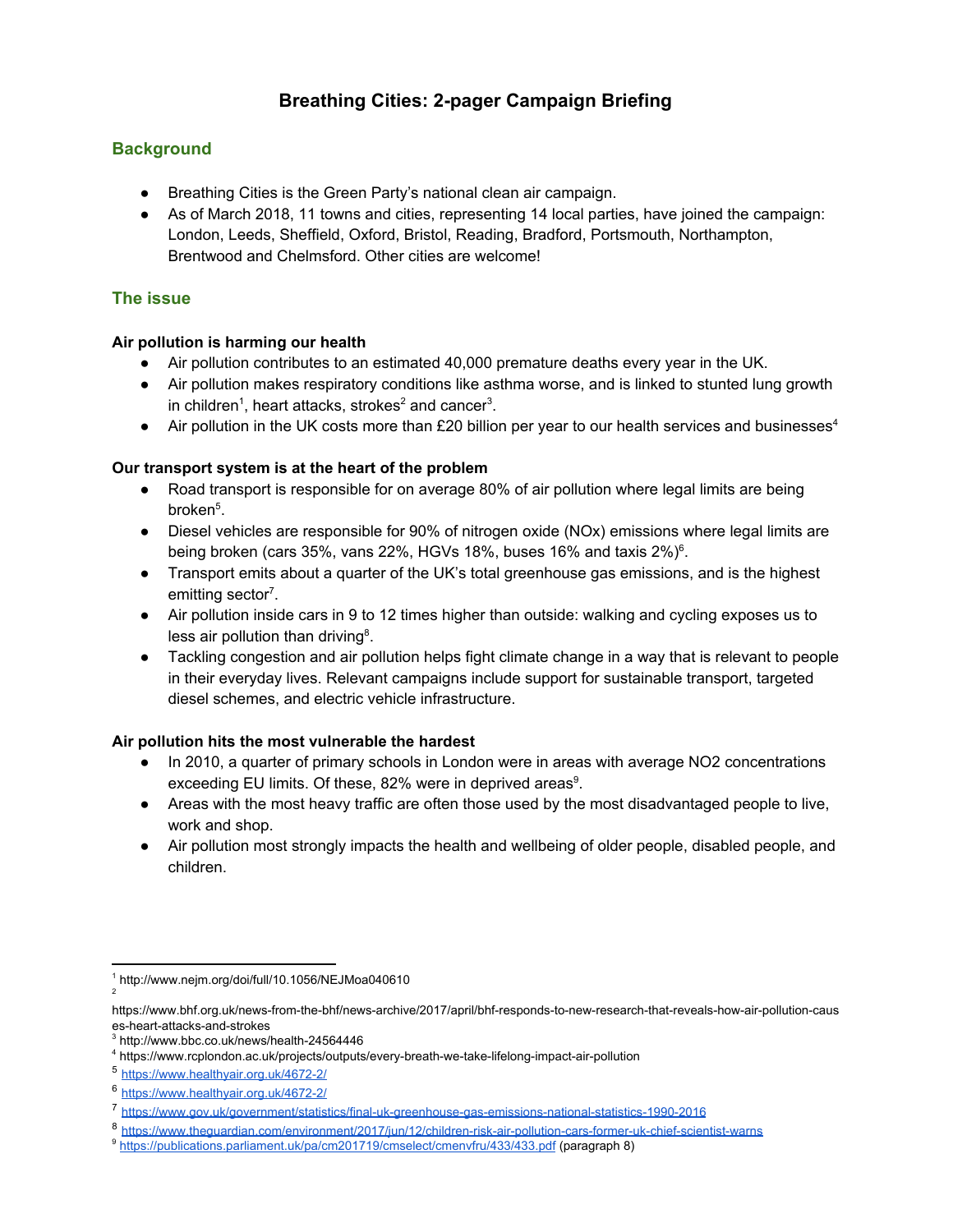# Breathing Cities: 2-pager Campaign Briefing

## Background

- Breathing Cities is the Green Party's national clean air campaign.
- As of March 2018, 11 towns and cities, representing 14 local parties, have joined the campaign: London, Leeds, Sheffield, Oxford, Bristol, Reading, Bradford, Portsmouth, Northampton, Brentwood and Chelmsford. Other cities are welcome!

## The issue

**Air pollution is harming our health**

- Air pollution contributes to an estimated 40,000 premature deaths every year in the UK.
- Air pollution makes respiratory conditions like asthma worse, and is linked to stunted lung growth in children[1], heart attacks, strokes[2] and cancer[3].
- Air pollution in the UK costs more than £20 billion per year to our health services and businesses[4]

**Our transport system is at the heart of the problem**

- Road transport is responsible for on average 80% of air pollution where legal limits are being broken[5].
- Diesel vehicles are responsible for 90% of nitrogen oxide (NOx) emissions where legal limits are being broken (cars 35%, vans 22%, HGVs 18%, buses 16% and taxis 2%)[6].
- Transport emits about a quarter of the UK's total greenhouse gas emissions, and is the highest emitting sector[7].
- Air pollution inside cars in 9 to 12 times higher than outside: walking and cycling exposes us to less air pollution than driving[8].
- Tackling congestion and air pollution helps fight climate change in a way that is relevant to people in their everyday lives. Relevant campaigns include support for sustainable transport, targeted diesel schemes, and electric vehicle infrastructure.

**Air pollution hits the most vulnerable the hardest**

- In 2010, a quarter of primary schools in London were in areas with average $NO_2$ concentrations exceeding EU limits. Of these, 82% were in deprived areas[9].
- Areas with the most heavy traffic are often those used by the most disadvantaged people to live, work and shop.
- Air pollution most strongly impacts the health and wellbeing of older people, disabled people, and children.

---

[1] http://www.nejm.org/doi/full/10.1056/NEJMoa040610

[2] https://www.bhf.org.uk/news-from-the-bhf/news-archive/2017/april/bhf-responds-to-new-research-that-reveals-how-air-pollution-causes-heart-attacks-and-strokes

[3] http://www.bbc.co.uk/news/health-24564446

[4] https://www.rcplondon.ac.uk/projects/outputs/every-breath-we-take-lifelong-impact-air-pollution

[5] https://www.healthyair.org.uk/4672-2/

[6] https://www.healthyair.org.uk/4672-2/

[7] https://www.gov.uk/government/statistics/final-uk-greenhouse-gas-emissions-national-statistics-1990-2016

[8] https://www.theguardian.com/environment/2017/jun/12/children-risk-air-pollution-cars-former-uk-chief-scientist-warns

[9] https://publications.parliament.uk/pa/cm201719/cmselect/cmenvfru/433/433.pdf (paragraph 8)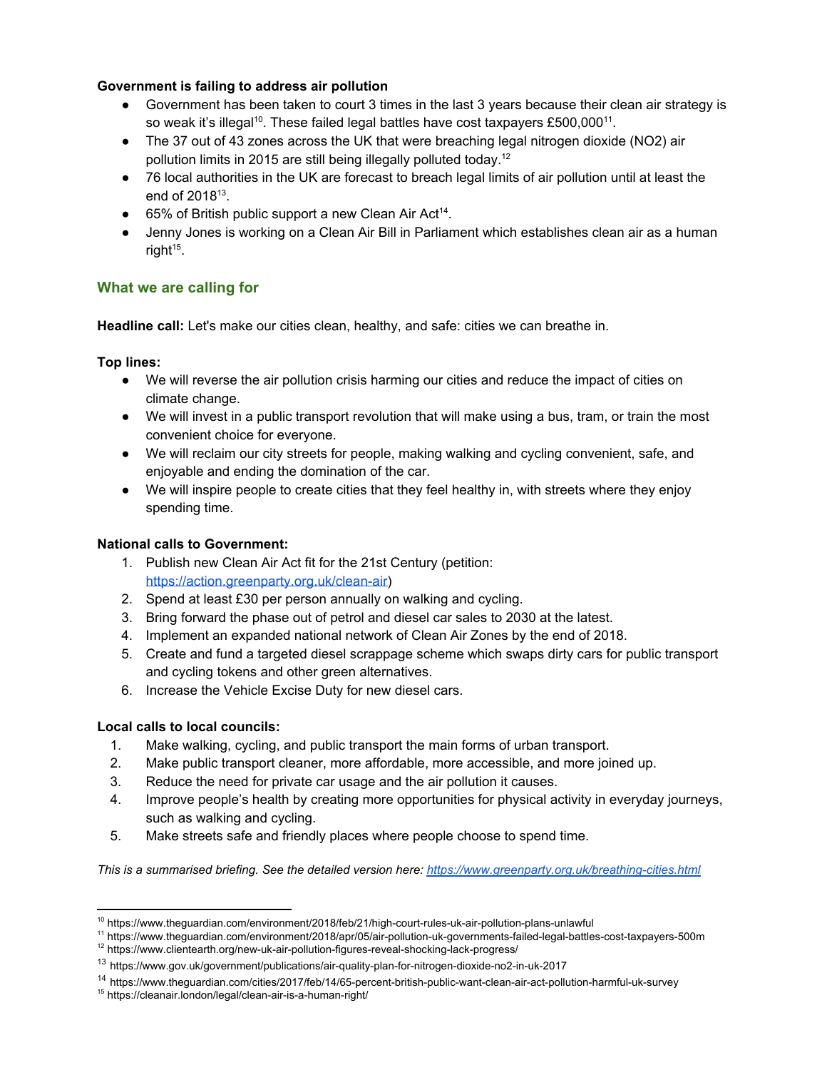**Government is failing to address air pollution**

- Government has been taken to court 3 times in the last 3 years because their clean air strategy is so weak it's illegal[10]. These failed legal battles have cost taxpayers £500,000[11].
- The 37 out of 43 zones across the UK that were breaching legal nitrogen dioxide (NO2) air pollution limits in 2015 are still being illegally polluted today.[12]
- 76 local authorities in the UK are forecast to breach legal limits of air pollution until at least the end of 2018[13].
- 65% of British public support a new Clean Air Act[14].
- Jenny Jones is working on a Clean Air Bill in Parliament which establishes clean air as a human right[15].

## What we are calling for

**Headline call:** Let's make our cities clean, healthy, and safe: cities we can breathe in.

**Top lines:**

- We will reverse the air pollution crisis harming our cities and reduce the impact of cities on climate change.
- We will invest in a public transport revolution that will make using a bus, tram, or train the most convenient choice for everyone.
- We will reclaim our city streets for people, making walking and cycling convenient, safe, and enjoyable and ending the domination of the car.
- We will inspire people to create cities that they feel healthy in, with streets where they enjoy spending time.

**National calls to Government:**

1. Publish new Clean Air Act fit for the 21st Century (petition: https://action.greenparty.org.uk/clean-air)
2. Spend at least £30 per person annually on walking and cycling.
3. Bring forward the phase out of petrol and diesel car sales to 2030 at the latest.
4. Implement an expanded national network of Clean Air Zones by the end of 2018.
5. Create and fund a targeted diesel scrappage scheme which swaps dirty cars for public transport and cycling tokens and other green alternatives.
6. Increase the Vehicle Excise Duty for new diesel cars.

**Local calls to local councils:**

1. Make walking, cycling, and public transport the main forms of urban transport.
2. Make public transport cleaner, more affordable, more accessible, and more joined up.
3. Reduce the need for private car usage and the air pollution it causes.
4. Improve people's health by creating more opportunities for physical activity in everyday journeys, such as walking and cycling.
5. Make streets safe and friendly places where people choose to spend time.

*This is a summarised briefing. See the detailed version here: https://www.greenparty.org.uk/breathing-cities.html*

---

[10] https://www.theguardian.com/environment/2018/feb/21/high-court-rules-uk-air-pollution-plans-unlawful
[11] https://www.theguardian.com/environment/2018/apr/05/air-pollution-uk-governments-failed-legal-battles-cost-taxpayers-500m
[12] https://www.clientearth.org/new-uk-air-pollution-figures-reveal-shocking-lack-progress/
[13] https://www.gov.uk/government/publications/air-quality-plan-for-nitrogen-dioxide-no2-in-uk-2017
[14] https://www.theguardian.com/cities/2017/feb/14/65-percent-british-public-want-clean-air-act-pollution-harmful-uk-survey
[15] https://cleanair.london/legal/clean-air-is-a-human-right/